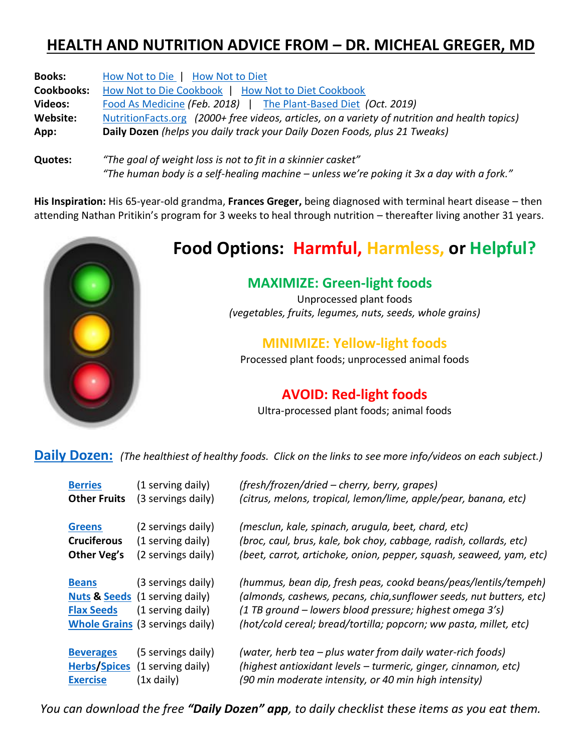# HEALTH AND NUTRITION ADVICE FROM – DR. MICHEAL GREGER, MD

**Books:** How Not to Die | How Not to Diet
**Cookbooks:** How Not to Die Cookbook | How Not to Diet Cookbook
**Videos:** Food As Medicine *(Feb. 2018)* | The Plant-Based Diet *(Oct. 2019)*
**Website:** NutritionFacts.org *(2000+ free videos, articles, on a variety of nutrition and health topics)*
**App:** **Daily Dozen** *(helps you daily track your Daily Dozen Foods, plus 21 Tweaks)*

**Quotes:** *"The goal of weight loss is not to fit in a skinnier casket"*
*"The human body is a self-healing machine – unless we're poking it 3x a day with a fork."*

**His Inspiration:** His 65-year-old grandma, **Frances Greger,** being diagnosed with terminal heart disease – then attending Nathan Pritikin's program for 3 weeks to heal through nutrition – thereafter living another 31 years.

## Food Options: Harmful, Harmless, or Helpful?

### MAXIMIZE: Green-light foods

Unprocessed plant foods
*(vegetables, fruits, legumes, nuts, seeds, whole grains)*

### MINIMIZE: Yellow-light foods

Processed plant foods; unprocessed animal foods

### AVOID: Red-light foods

Ultra-processed plant foods; animal foods

## Daily Dozen: *(The healthiest of healthy foods. Click on the links to see more info/videos on each subject.)*

| | | |
|---|---|---|
| **Berries** | (1 serving daily) | *(fresh/frozen/dried – cherry, berry, grapes)* |
| **Other Fruits** | (3 servings daily) | *(citrus, melons, tropical, lemon/lime, apple/pear, banana, etc)* |
| **Greens** | (2 servings daily) | *(mesclun, kale, spinach, arugula, beet, chard, etc)* |
| **Cruciferous** | (1 serving daily) | *(broc, caul, brus, kale, bok choy, cabbage, radish, collards, etc)* |
| **Other Veg's** | (2 servings daily) | *(beet, carrot, artichoke, onion, pepper, squash, seaweed, yam, etc)* |
| **Beans** | (3 servings daily) | *(hummus, bean dip, fresh peas, cookd beans/peas/lentils/tempeh)* |
| **Nuts & Seeds** | (1 serving daily) | *(almonds, cashews, pecans, chia,sunflower seeds, nut butters, etc)* |
| **Flax Seeds** | (1 serving daily) | *(1 TB ground – lowers blood pressure; highest omega 3's)* |
| **Whole Grains** | (3 servings daily) | *(hot/cold cereal; bread/tortilla; popcorn; ww pasta, millet, etc)* |
| **Beverages** | (5 servings daily) | *(water, herb tea – plus water from daily water-rich foods)* |
| **Herbs/Spices** | (1 serving daily) | *(highest antioxidant levels – turmeric, ginger, cinnamon, etc)* |
| **Exercise** | (1x daily) | *(90 min moderate intensity, or 40 min high intensity)* |

*You can download the free **"Daily Dozen" app**, to daily checklist these items as you eat them.*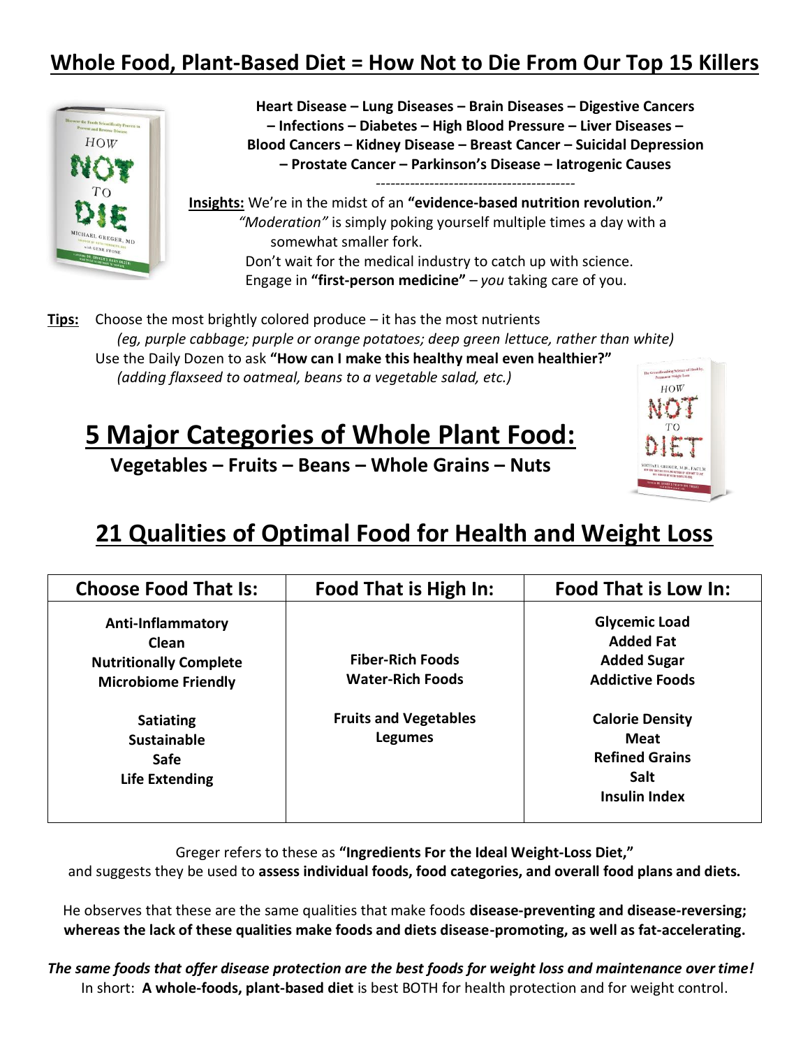# Whole Food, Plant-Based Diet = How Not to Die From Our Top 15 Killers

**Heart Disease – Lung Diseases – Brain Diseases – Digestive Cancers – Infections – Diabetes – High Blood Pressure – Liver Diseases – Blood Cancers – Kidney Disease – Breast Cancer – Suicidal Depression – Prostate Cancer – Parkinson's Disease – Iatrogenic Causes**

---

**Insights:** We're in the midst of an **"evidence-based nutrition revolution."**
*"Moderation"* is simply poking yourself multiple times a day with a somewhat smaller fork.
Don't wait for the medical industry to catch up with science.
Engage in **"first-person medicine"** – *you* taking care of you.

**Tips:** Choose the most brightly colored produce – it has the most nutrients
*(eg, purple cabbage; purple or orange potatoes; deep green lettuce, rather than white)*
Use the Daily Dozen to ask **"How can I make this healthy meal even healthier?"**
*(adding flaxseed to oatmeal, beans to a vegetable salad, etc.)*

## 5 Major Categories of Whole Plant Food:

**Vegetables – Fruits – Beans – Whole Grains – Nuts**

## 21 Qualities of Optimal Food for Health and Weight Loss

| Choose Food That Is: | Food That is High In: | Food That is Low In: |
|---|---|---|
| **Anti-Inflammatory**<br>**Clean**<br>**Nutritionally Complete**<br>**Microbiome Friendly** | **Fiber-Rich Foods**<br>**Water-Rich Foods** | **Glycemic Load**<br>**Added Fat**<br>**Added Sugar**<br>**Addictive Foods** |
| **Satiating**<br>**Sustainable**<br>**Safe**<br>**Life Extending** | **Fruits and Vegetables**<br>**Legumes** | **Calorie Density**<br>**Meat**<br>**Refined Grains**<br>**Salt**<br>**Insulin Index** |

Greger refers to these as **"Ingredients For the Ideal Weight-Loss Diet,"** and suggests they be used to **assess individual foods, food categories, and overall food plans and diets.**

He observes that these are the same qualities that make foods **disease-preventing and disease-reversing; whereas the lack of these qualities make foods and diets disease-promoting, as well as fat-accelerating.**

***The same foods that offer disease protection are the best foods for weight loss and maintenance over time!***
In short: **A whole-foods, plant-based diet** is best BOTH for health protection and for weight control.